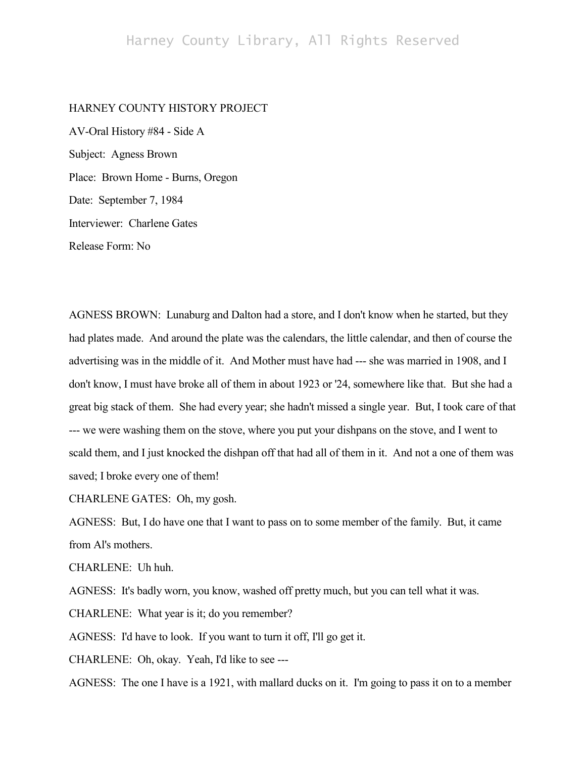HARNEY COUNTY HISTORY PROJECT

AV-Oral History #84 - Side A

Subject: Agness Brown

Place: Brown Home - Burns, Oregon

Date: September 7, 1984

Interviewer: Charlene Gates

Release Form: No

AGNESS BROWN: Lunaburg and Dalton had a store, and I don't know when he started, but they had plates made. And around the plate was the calendars, the little calendar, and then of course the advertising was in the middle of it. And Mother must have had --- she was married in 1908, and I don't know, I must have broke all of them in about 1923 or '24, somewhere like that. But she had a great big stack of them. She had every year; she hadn't missed a single year. But, I took care of that --- we were washing them on the stove, where you put your dishpans on the stove, and I went to scald them, and I just knocked the dishpan off that had all of them in it. And not a one of them was saved; I broke every one of them!

CHARLENE GATES: Oh, my gosh.

AGNESS: But, I do have one that I want to pass on to some member of the family. But, it came from Al's mothers.

CHARLENE: Uh huh.

AGNESS: It's badly worn, you know, washed off pretty much, but you can tell what it was.

CHARLENE: What year is it; do you remember?

AGNESS: I'd have to look. If you want to turn it off, I'll go get it.

CHARLENE: Oh, okay. Yeah, I'd like to see ---

AGNESS: The one I have is a 1921, with mallard ducks on it. I'm going to pass it on to a member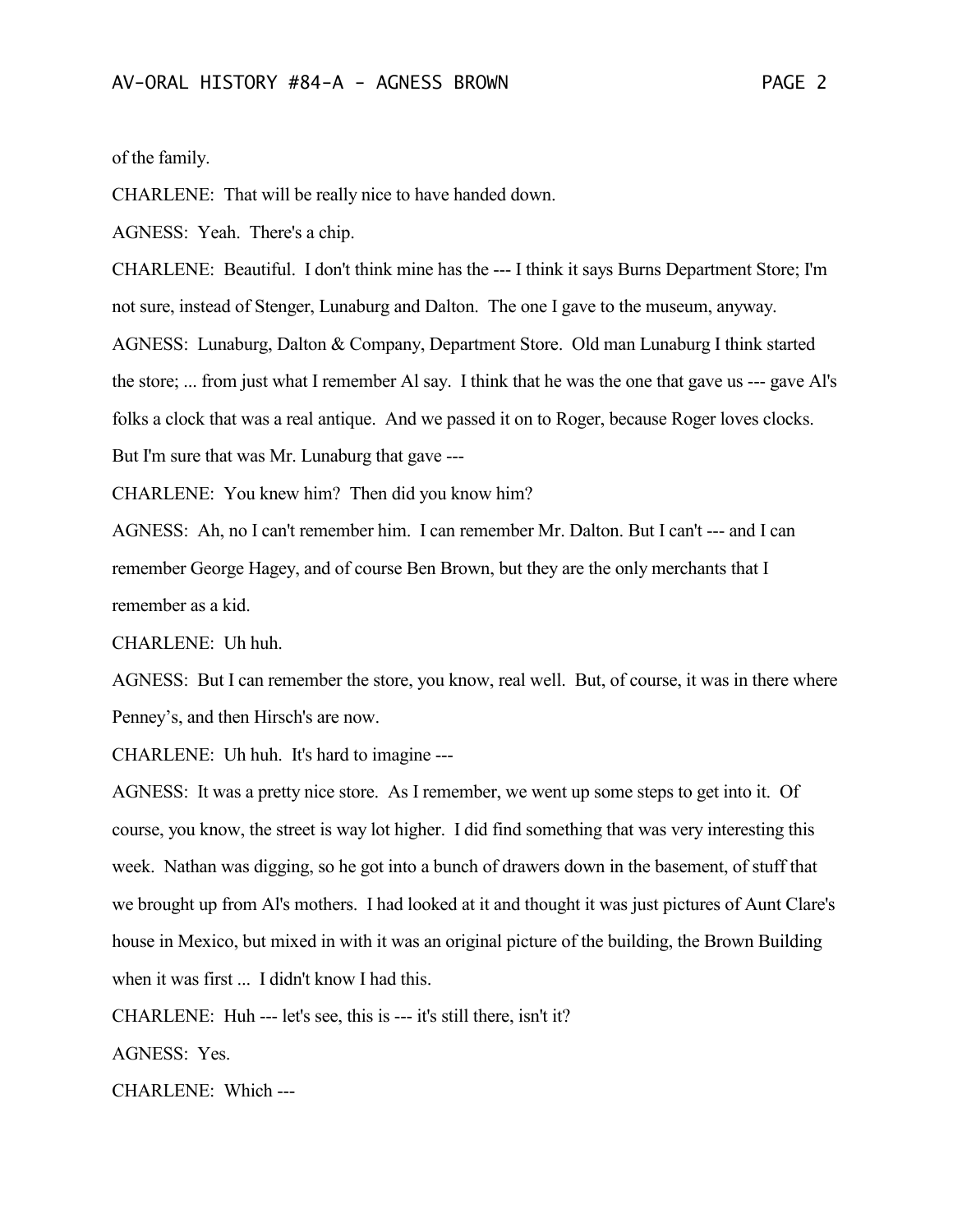of the family.

CHARLENE: That will be really nice to have handed down.

AGNESS: Yeah. There's a chip.

CHARLENE: Beautiful. I don't think mine has the --- I think it says Burns Department Store; I'm not sure, instead of Stenger, Lunaburg and Dalton. The one I gave to the museum, anyway.

AGNESS: Lunaburg, Dalton & Company, Department Store. Old man Lunaburg I think started the store; ... from just what I remember Al say. I think that he was the one that gave us --- gave Al's folks a clock that was a real antique. And we passed it on to Roger, because Roger loves clocks. But I'm sure that was Mr. Lunaburg that gave ---

CHARLENE: You knew him? Then did you know him?

AGNESS: Ah, no I can't remember him. I can remember Mr. Dalton. But I can't --- and I can remember George Hagey, and of course Ben Brown, but they are the only merchants that I remember as a kid.

CHARLENE: Uh huh.

AGNESS: But I can remember the store, you know, real well. But, of course, it was in there where Penney's, and then Hirsch's are now.

CHARLENE: Uh huh. It's hard to imagine ---

AGNESS: It was a pretty nice store. As I remember, we went up some steps to get into it. Of course, you know, the street is way lot higher. I did find something that was very interesting this week. Nathan was digging, so he got into a bunch of drawers down in the basement, of stuff that we brought up from Al's mothers. I had looked at it and thought it was just pictures of Aunt Clare's house in Mexico, but mixed in with it was an original picture of the building, the Brown Building when it was first ... I didn't know I had this.

CHARLENE: Huh --- let's see, this is --- it's still there, isn't it?

AGNESS: Yes.

CHARLENE: Which ---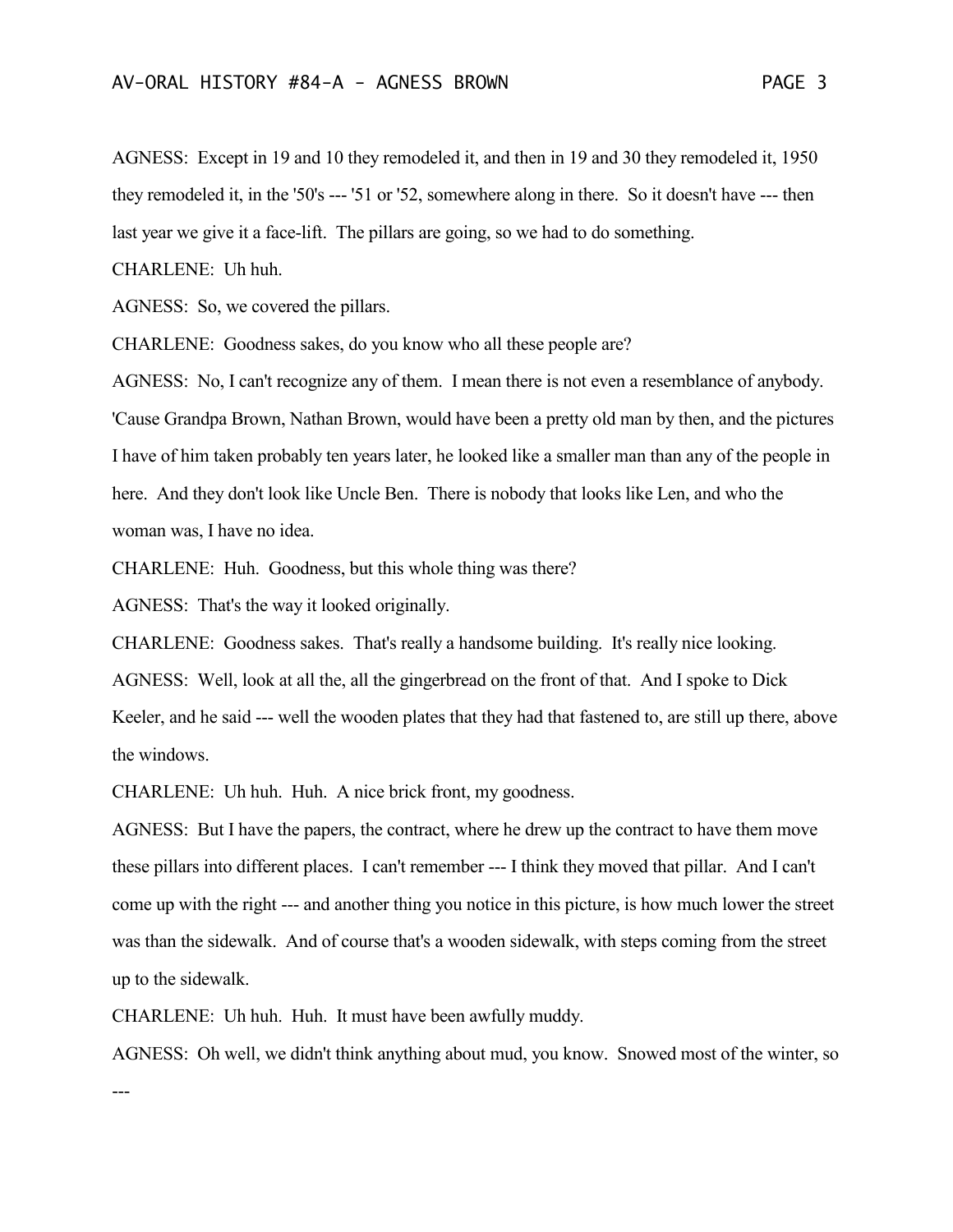AGNESS: Except in 19 and 10 they remodeled it, and then in 19 and 30 they remodeled it, 1950 they remodeled it, in the '50's --- '51 or '52, somewhere along in there. So it doesn't have --- then last year we give it a face-lift. The pillars are going, so we had to do something.

CHARLENE: Uh huh.

AGNESS: So, we covered the pillars.

CHARLENE: Goodness sakes, do you know who all these people are?

AGNESS: No, I can't recognize any of them. I mean there is not even a resemblance of anybody. 'Cause Grandpa Brown, Nathan Brown, would have been a pretty old man by then, and the pictures I have of him taken probably ten years later, he looked like a smaller man than any of the people in here. And they don't look like Uncle Ben. There is nobody that looks like Len, and who the woman was, I have no idea.

CHARLENE: Huh. Goodness, but this whole thing was there?

AGNESS: That's the way it looked originally.

CHARLENE: Goodness sakes. That's really a handsome building. It's really nice looking.

AGNESS: Well, look at all the, all the gingerbread on the front of that. And I spoke to Dick Keeler, and he said --- well the wooden plates that they had that fastened to, are still up there, above the windows.

CHARLENE: Uh huh. Huh. A nice brick front, my goodness.

AGNESS: But I have the papers, the contract, where he drew up the contract to have them move these pillars into different places. I can't remember --- I think they moved that pillar. And I can't come up with the right --- and another thing you notice in this picture, is how much lower the street was than the sidewalk. And of course that's a wooden sidewalk, with steps coming from the street up to the sidewalk.

CHARLENE: Uh huh. Huh. It must have been awfully muddy.

AGNESS: Oh well, we didn't think anything about mud, you know. Snowed most of the winter, so ---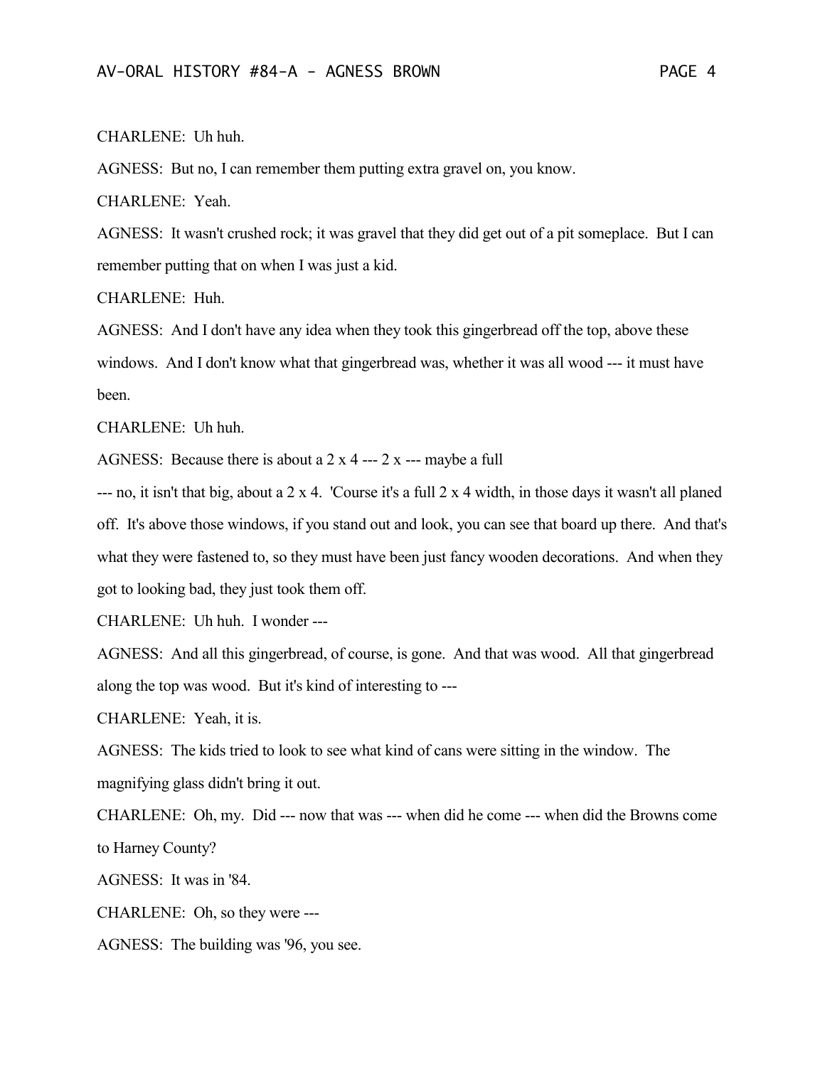CHARLENE: Uh huh.

AGNESS: But no, I can remember them putting extra gravel on, you know.

CHARLENE: Yeah.

AGNESS: It wasn't crushed rock; it was gravel that they did get out of a pit someplace. But I can remember putting that on when I was just a kid.

CHARLENE: Huh.

AGNESS: And I don't have any idea when they took this gingerbread off the top, above these windows. And I don't know what that gingerbread was, whether it was all wood --- it must have been.

CHARLENE: Uh huh.

AGNESS: Because there is about a 2 x 4 --- 2 x --- maybe a full --- no, it isn't that big, about a 2 x 4. 'Course it's a full 2 x 4 width, in those days it wasn't all planed off. It's above those windows, if you stand out and look, you can see that board up there. And that's what they were fastened to, so they must have been just fancy wooden decorations. And when they got to looking bad, they just took them off.

CHARLENE: Uh huh. I wonder ---

AGNESS: And all this gingerbread, of course, is gone. And that was wood. All that gingerbread along the top was wood. But it's kind of interesting to ---

CHARLENE: Yeah, it is.

AGNESS: The kids tried to look to see what kind of cans were sitting in the window. The magnifying glass didn't bring it out.

CHARLENE: Oh, my. Did --- now that was --- when did he come --- when did the Browns come to Harney County?

AGNESS: It was in '84.

CHARLENE: Oh, so they were ---

AGNESS: The building was '96, you see.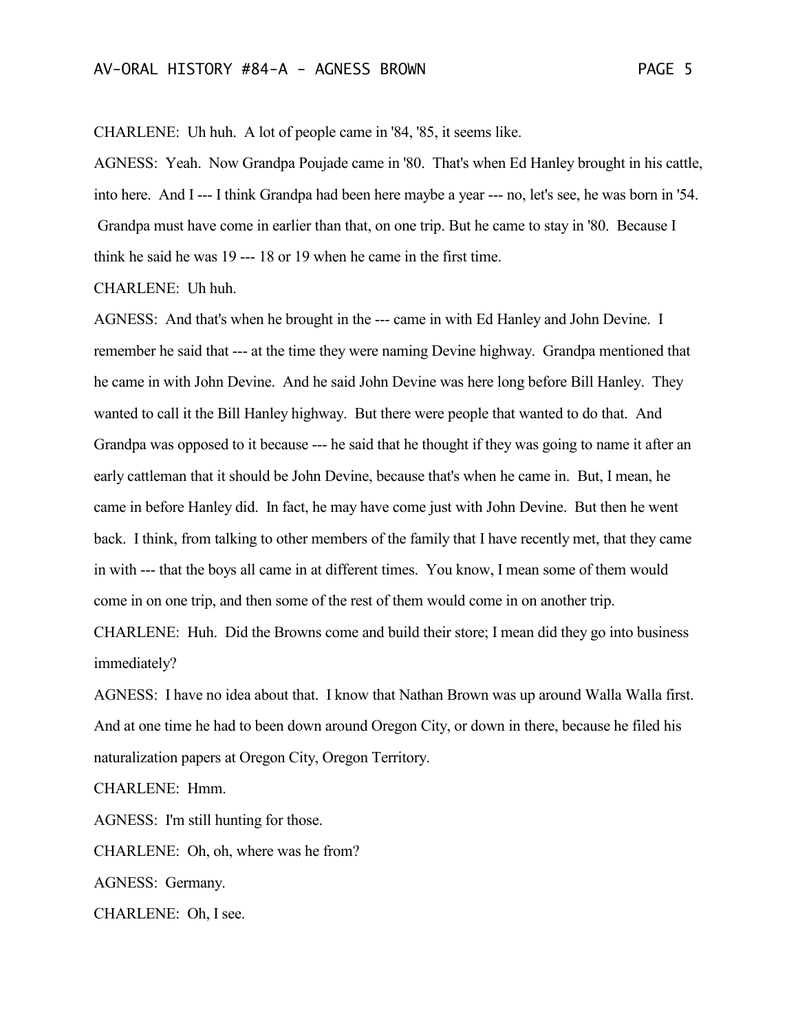CHARLENE: Uh huh. A lot of people came in '84, '85, it seems like.

AGNESS: Yeah. Now Grandpa Poujade came in '80. That's when Ed Hanley brought in his cattle, into here. And I --- I think Grandpa had been here maybe a year --- no, let's see, he was born in '54. Grandpa must have come in earlier than that, on one trip. But he came to stay in '80. Because I think he said he was 19 --- 18 or 19 when he came in the first time.

CHARLENE: Uh huh.

AGNESS: And that's when he brought in the --- came in with Ed Hanley and John Devine. I remember he said that --- at the time they were naming Devine highway. Grandpa mentioned that he came in with John Devine. And he said John Devine was here long before Bill Hanley. They wanted to call it the Bill Hanley highway. But there were people that wanted to do that. And Grandpa was opposed to it because --- he said that he thought if they was going to name it after an early cattleman that it should be John Devine, because that's when he came in. But, I mean, he came in before Hanley did. In fact, he may have come just with John Devine. But then he went back. I think, from talking to other members of the family that I have recently met, that they came in with --- that the boys all came in at different times. You know, I mean some of them would come in on one trip, and then some of the rest of them would come in on another trip.

CHARLENE: Huh. Did the Browns come and build their store; I mean did they go into business immediately?

AGNESS: I have no idea about that. I know that Nathan Brown was up around Walla Walla first. And at one time he had to been down around Oregon City, or down in there, because he filed his naturalization papers at Oregon City, Oregon Territory.

CHARLENE: Hmm.

AGNESS: I'm still hunting for those.

CHARLENE: Oh, oh, where was he from?

AGNESS: Germany.

CHARLENE: Oh, I see.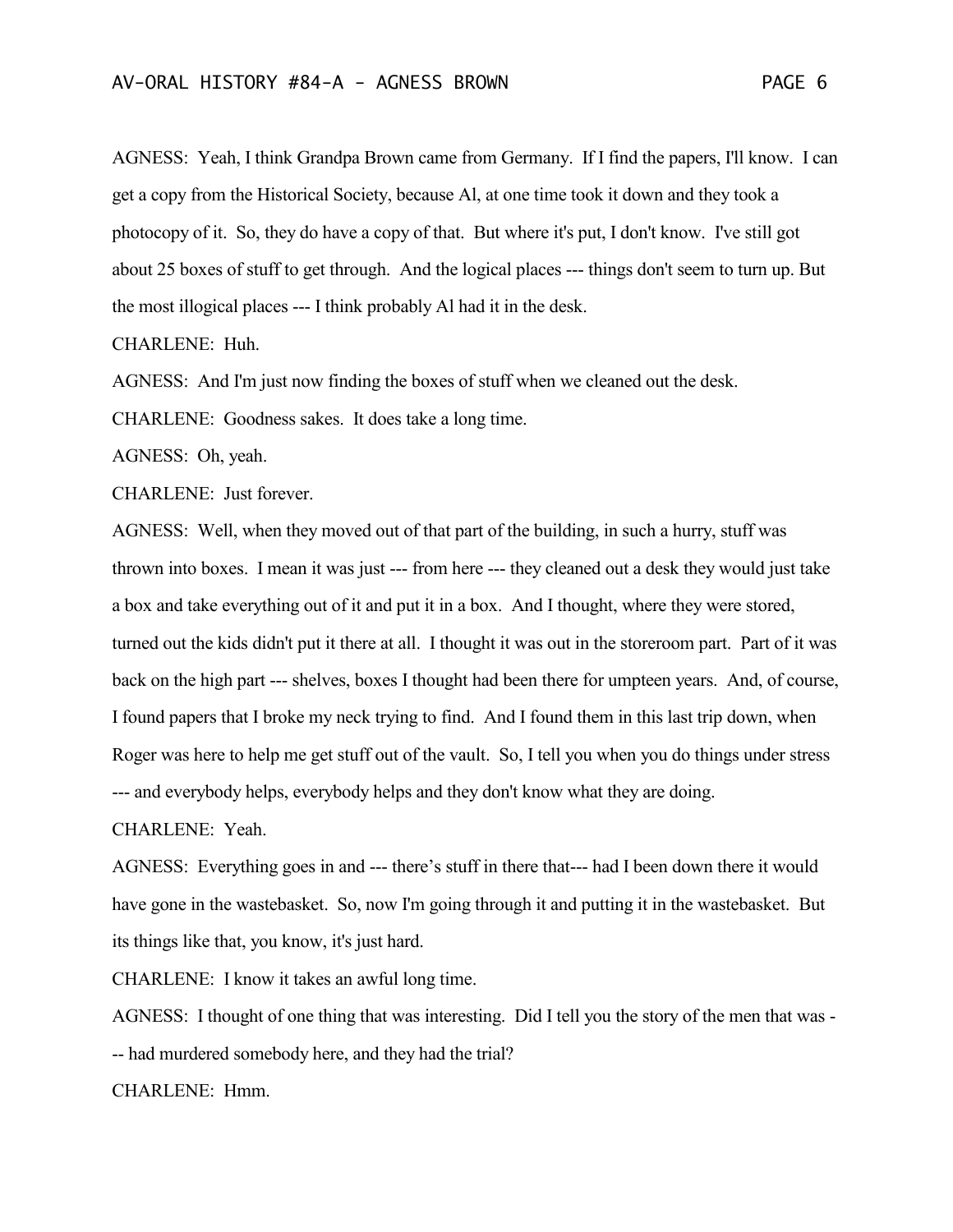AGNESS: Yeah, I think Grandpa Brown came from Germany. If I find the papers, I'll know. I can get a copy from the Historical Society, because Al, at one time took it down and they took a photocopy of it. So, they do have a copy of that. But where it's put, I don't know. I've still got about 25 boxes of stuff to get through. And the logical places --- things don't seem to turn up. But the most illogical places --- I think probably Al had it in the desk.

CHARLENE: Huh.

AGNESS: And I'm just now finding the boxes of stuff when we cleaned out the desk.

CHARLENE: Goodness sakes. It does take a long time.

AGNESS: Oh, yeah.

CHARLENE: Just forever.

AGNESS: Well, when they moved out of that part of the building, in such a hurry, stuff was thrown into boxes. I mean it was just --- from here --- they cleaned out a desk they would just take a box and take everything out of it and put it in a box. And I thought, where they were stored, turned out the kids didn't put it there at all. I thought it was out in the storeroom part. Part of it was back on the high part --- shelves, boxes I thought had been there for umpteen years. And, of course, I found papers that I broke my neck trying to find. And I found them in this last trip down, when Roger was here to help me get stuff out of the vault. So, I tell you when you do things under stress --- and everybody helps, everybody helps and they don't know what they are doing.

CHARLENE: Yeah.

AGNESS: Everything goes in and --- there's stuff in there that--- had I been down there it would have gone in the wastebasket. So, now I'm going through it and putting it in the wastebasket. But its things like that, you know, it's just hard.

CHARLENE: I know it takes an awful long time.

AGNESS: I thought of one thing that was interesting. Did I tell you the story of the men that was --- had murdered somebody here, and they had the trial?

CHARLENE: Hmm.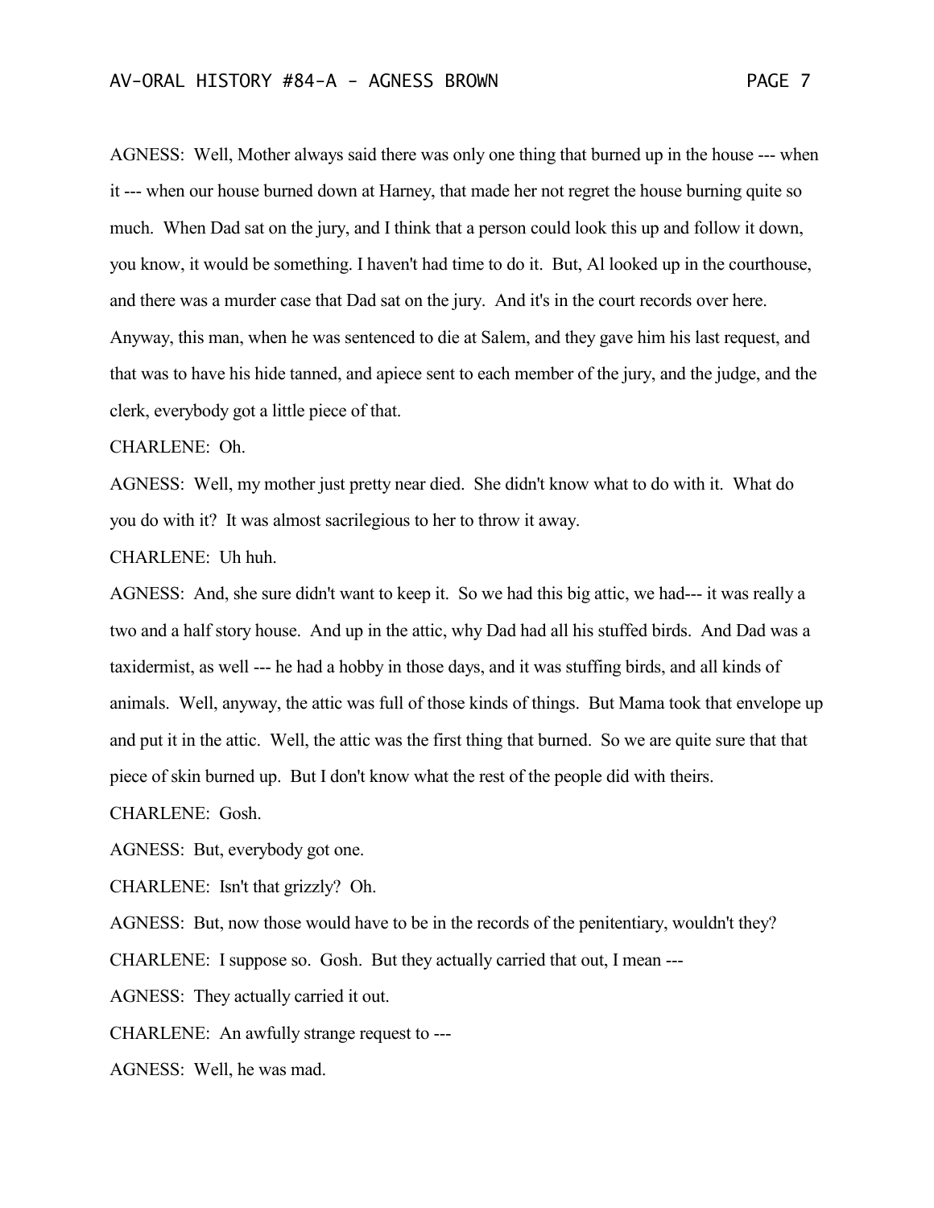AGNESS: Well, Mother always said there was only one thing that burned up in the house --- when it --- when our house burned down at Harney, that made her not regret the house burning quite so much. When Dad sat on the jury, and I think that a person could look this up and follow it down, you know, it would be something. I haven't had time to do it. But, Al looked up in the courthouse, and there was a murder case that Dad sat on the jury. And it's in the court records over here. Anyway, this man, when he was sentenced to die at Salem, and they gave him his last request, and that was to have his hide tanned, and apiece sent to each member of the jury, and the judge, and the clerk, everybody got a little piece of that.

CHARLENE: Oh.

AGNESS: Well, my mother just pretty near died. She didn't know what to do with it. What do you do with it? It was almost sacrilegious to her to throw it away.

CHARLENE: Uh huh.

AGNESS: And, she sure didn't want to keep it. So we had this big attic, we had--- it was really a two and a half story house. And up in the attic, why Dad had all his stuffed birds. And Dad was a taxidermist, as well --- he had a hobby in those days, and it was stuffing birds, and all kinds of animals. Well, anyway, the attic was full of those kinds of things. But Mama took that envelope up and put it in the attic. Well, the attic was the first thing that burned. So we are quite sure that that piece of skin burned up. But I don't know what the rest of the people did with theirs.

CHARLENE: Gosh.

AGNESS: But, everybody got one.

CHARLENE: Isn't that grizzly? Oh.

AGNESS: But, now those would have to be in the records of the penitentiary, wouldn't they?

CHARLENE: I suppose so. Gosh. But they actually carried that out, I mean ---

AGNESS: They actually carried it out.

CHARLENE: An awfully strange request to ---

AGNESS: Well, he was mad.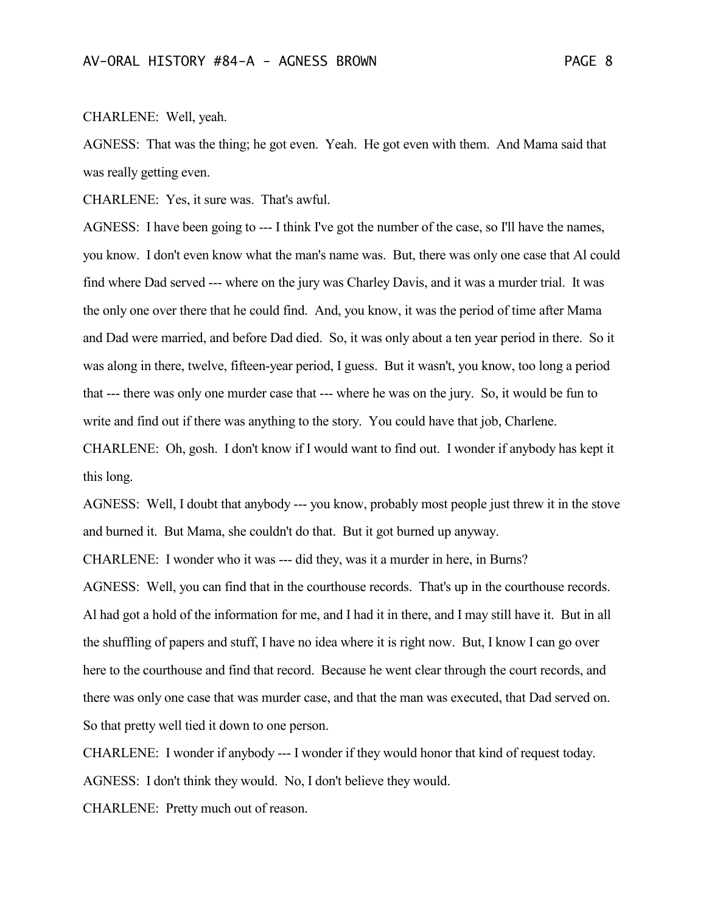CHARLENE: Well, yeah.

AGNESS: That was the thing; he got even. Yeah. He got even with them. And Mama said that was really getting even.

CHARLENE: Yes, it sure was. That's awful.

AGNESS: I have been going to --- I think I've got the number of the case, so I'll have the names, you know. I don't even know what the man's name was. But, there was only one case that Al could find where Dad served --- where on the jury was Charley Davis, and it was a murder trial. It was the only one over there that he could find. And, you know, it was the period of time after Mama and Dad were married, and before Dad died. So, it was only about a ten year period in there. So it was along in there, twelve, fifteen-year period, I guess. But it wasn't, you know, too long a period that --- there was only one murder case that --- where he was on the jury. So, it would be fun to write and find out if there was anything to the story. You could have that job, Charlene.

CHARLENE: Oh, gosh. I don't know if I would want to find out. I wonder if anybody has kept it this long.

AGNESS: Well, I doubt that anybody --- you know, probably most people just threw it in the stove and burned it. But Mama, she couldn't do that. But it got burned up anyway.

CHARLENE: I wonder who it was --- did they, was it a murder in here, in Burns?

AGNESS: Well, you can find that in the courthouse records. That's up in the courthouse records. Al had got a hold of the information for me, and I had it in there, and I may still have it. But in all the shuffling of papers and stuff, I have no idea where it is right now. But, I know I can go over here to the courthouse and find that record. Because he went clear through the court records, and there was only one case that was murder case, and that the man was executed, that Dad served on. So that pretty well tied it down to one person.

CHARLENE: I wonder if anybody --- I wonder if they would honor that kind of request today.

AGNESS: I don't think they would. No, I don't believe they would.

CHARLENE: Pretty much out of reason.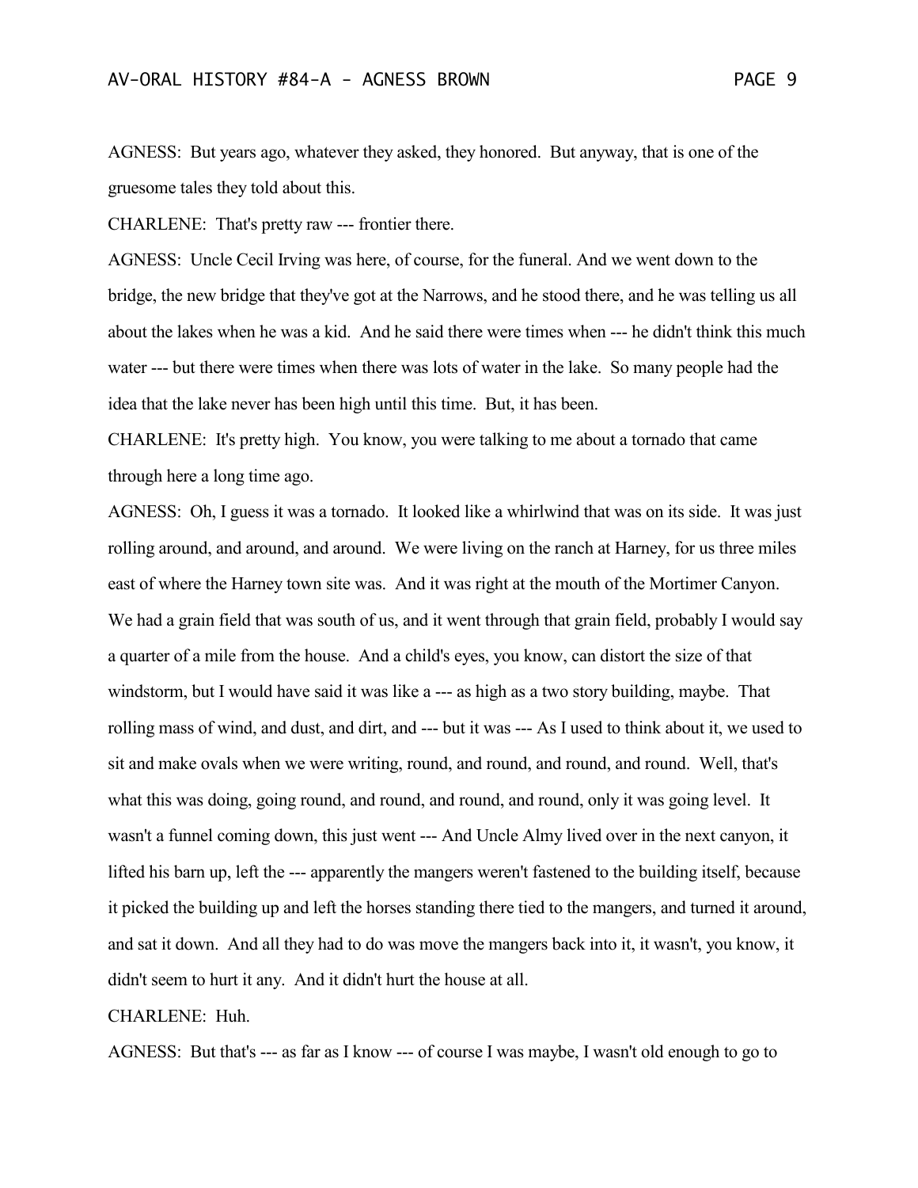AGNESS: But years ago, whatever they asked, they honored. But anyway, that is one of the gruesome tales they told about this.

CHARLENE: That's pretty raw --- frontier there.

AGNESS: Uncle Cecil Irving was here, of course, for the funeral. And we went down to the bridge, the new bridge that they've got at the Narrows, and he stood there, and he was telling us all about the lakes when he was a kid. And he said there were times when --- he didn't think this much water --- but there were times when there was lots of water in the lake. So many people had the idea that the lake never has been high until this time. But, it has been.

CHARLENE: It's pretty high. You know, you were talking to me about a tornado that came through here a long time ago.

AGNESS: Oh, I guess it was a tornado. It looked like a whirlwind that was on its side. It was just rolling around, and around, and around. We were living on the ranch at Harney, for us three miles east of where the Harney town site was. And it was right at the mouth of the Mortimer Canyon. We had a grain field that was south of us, and it went through that grain field, probably I would say a quarter of a mile from the house. And a child's eyes, you know, can distort the size of that windstorm, but I would have said it was like a --- as high as a two story building, maybe. That rolling mass of wind, and dust, and dirt, and --- but it was --- As I used to think about it, we used to sit and make ovals when we were writing, round, and round, and round, and round. Well, that's what this was doing, going round, and round, and round, and round, only it was going level. It wasn't a funnel coming down, this just went --- And Uncle Almy lived over in the next canyon, it lifted his barn up, left the --- apparently the mangers weren't fastened to the building itself, because it picked the building up and left the horses standing there tied to the mangers, and turned it around, and sat it down. And all they had to do was move the mangers back into it, it wasn't, you know, it didn't seem to hurt it any. And it didn't hurt the house at all.

CHARLENE: Huh.

AGNESS: But that's --- as far as I know --- of course I was maybe, I wasn't old enough to go to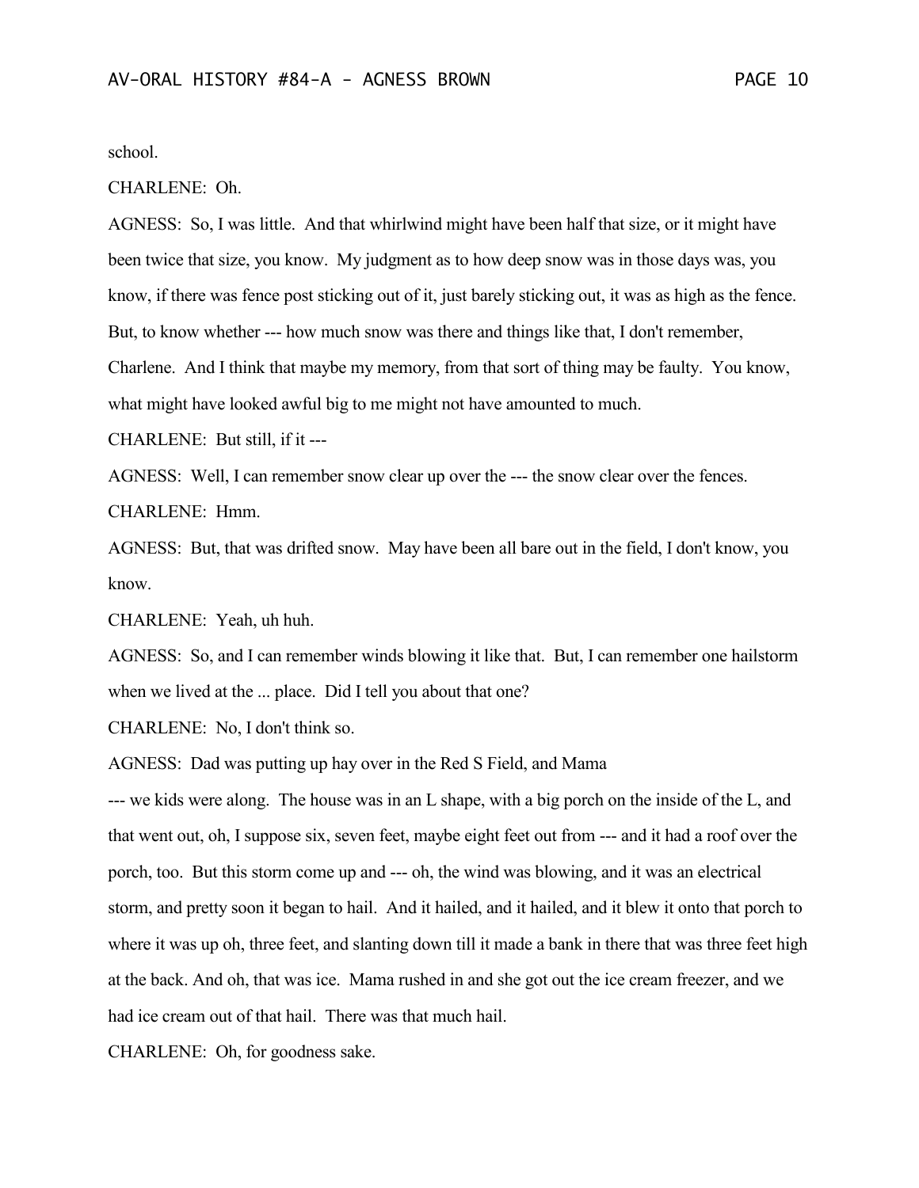school.

CHARLENE: Oh.

AGNESS: So, I was little. And that whirlwind might have been half that size, or it might have been twice that size, you know. My judgment as to how deep snow was in those days was, you know, if there was fence post sticking out of it, just barely sticking out, it was as high as the fence. But, to know whether --- how much snow was there and things like that, I don't remember, Charlene. And I think that maybe my memory, from that sort of thing may be faulty. You know, what might have looked awful big to me might not have amounted to much.

CHARLENE: But still, if it ---

AGNESS: Well, I can remember snow clear up over the --- the snow clear over the fences.

CHARLENE: Hmm.

AGNESS: But, that was drifted snow. May have been all bare out in the field, I don't know, you know.

CHARLENE: Yeah, uh huh.

AGNESS: So, and I can remember winds blowing it like that. But, I can remember one hailstorm when we lived at the ... place. Did I tell you about that one?

CHARLENE: No, I don't think so.

AGNESS: Dad was putting up hay over in the Red S Field, and Mama --- we kids were along. The house was in an L shape, with a big porch on the inside of the L, and that went out, oh, I suppose six, seven feet, maybe eight feet out from --- and it had a roof over the porch, too. But this storm come up and --- oh, the wind was blowing, and it was an electrical storm, and pretty soon it began to hail. And it hailed, and it hailed, and it blew it onto that porch to where it was up oh, three feet, and slanting down till it made a bank in there that was three feet high at the back. And oh, that was ice. Mama rushed in and she got out the ice cream freezer, and we had ice cream out of that hail. There was that much hail.

CHARLENE: Oh, for goodness sake.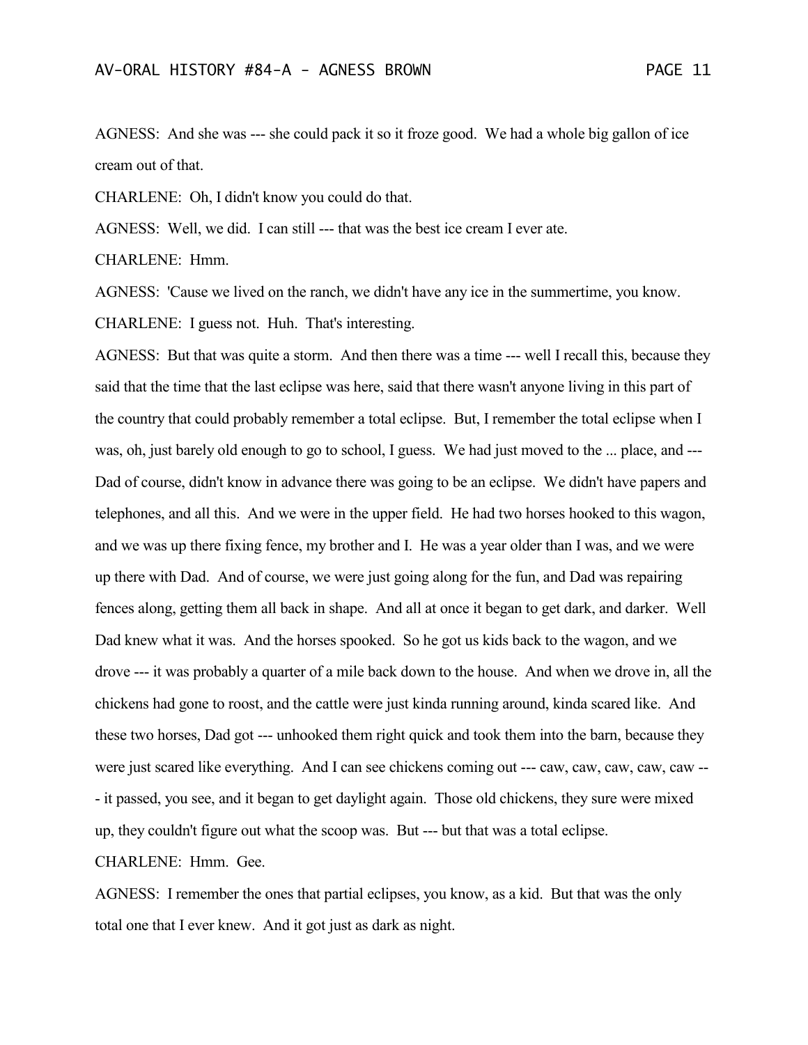AGNESS: And she was --- she could pack it so it froze good. We had a whole big gallon of ice cream out of that.

CHARLENE: Oh, I didn't know you could do that.

AGNESS: Well, we did. I can still --- that was the best ice cream I ever ate.

CHARLENE: Hmm.

AGNESS: 'Cause we lived on the ranch, we didn't have any ice in the summertime, you know.

CHARLENE: I guess not. Huh. That's interesting.

AGNESS: But that was quite a storm. And then there was a time --- well I recall this, because they said that the time that the last eclipse was here, said that there wasn't anyone living in this part of the country that could probably remember a total eclipse. But, I remember the total eclipse when I was, oh, just barely old enough to go to school, I guess. We had just moved to the ... place, and --- Dad of course, didn't know in advance there was going to be an eclipse. We didn't have papers and telephones, and all this. And we were in the upper field. He had two horses hooked to this wagon, and we was up there fixing fence, my brother and I. He was a year older than I was, and we were up there with Dad. And of course, we were just going along for the fun, and Dad was repairing fences along, getting them all back in shape. And all at once it began to get dark, and darker. Well Dad knew what it was. And the horses spooked. So he got us kids back to the wagon, and we drove --- it was probably a quarter of a mile back down to the house. And when we drove in, all the chickens had gone to roost, and the cattle were just kinda running around, kinda scared like. And these two horses, Dad got --- unhooked them right quick and took them into the barn, because they were just scared like everything. And I can see chickens coming out --- caw, caw, caw, caw, caw --- it passed, you see, and it began to get daylight again. Those old chickens, they sure were mixed up, they couldn't figure out what the scoop was. But --- but that was a total eclipse.

CHARLENE: Hmm. Gee.

AGNESS: I remember the ones that partial eclipses, you know, as a kid. But that was the only total one that I ever knew. And it got just as dark as night.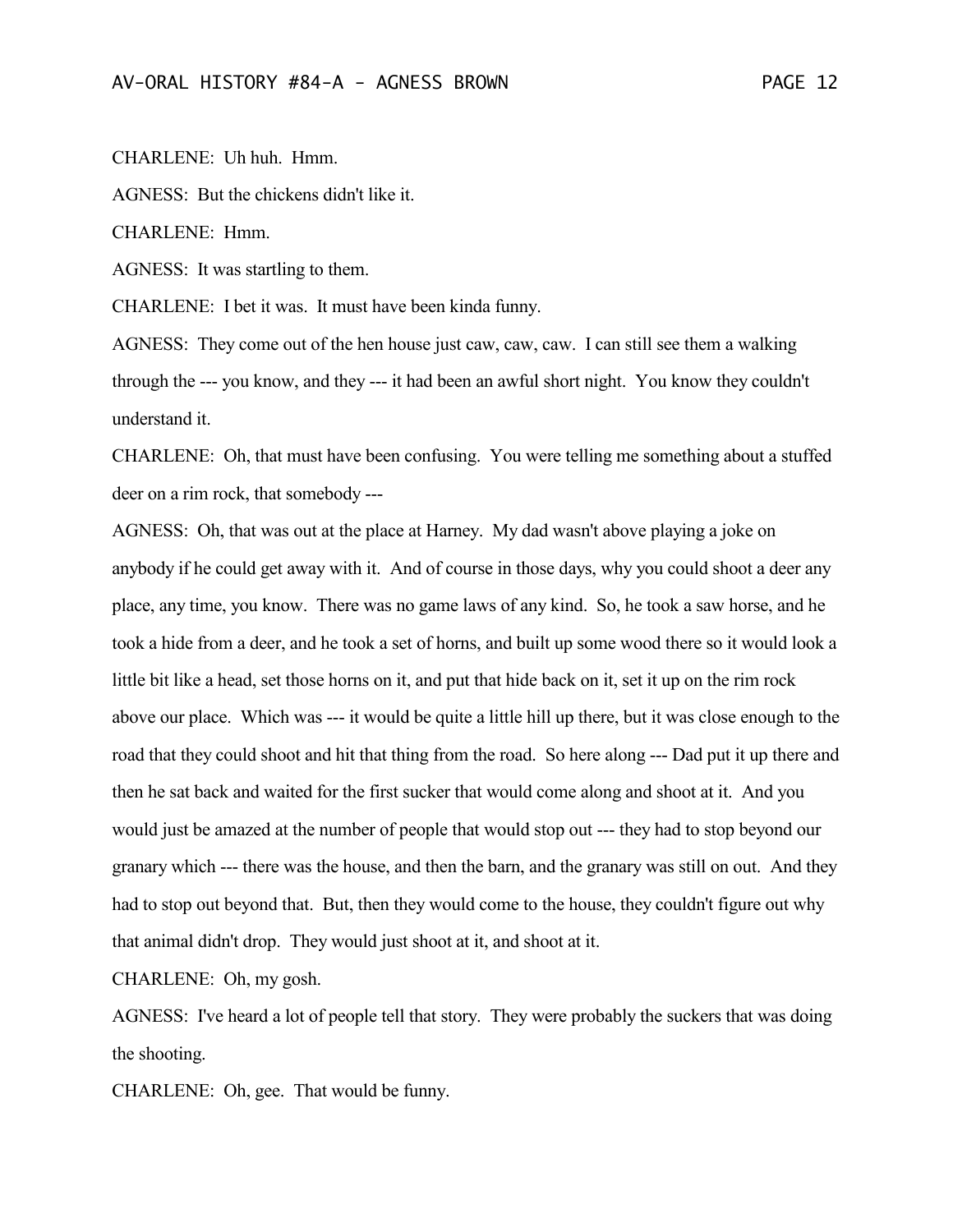CHARLENE: Uh huh. Hmm.

AGNESS: But the chickens didn't like it.

CHARLENE: Hmm.

AGNESS: It was startling to them.

CHARLENE: I bet it was. It must have been kinda funny.

AGNESS: They come out of the hen house just caw, caw, caw. I can still see them a walking through the --- you know, and they --- it had been an awful short night. You know they couldn't understand it.

CHARLENE: Oh, that must have been confusing. You were telling me something about a stuffed deer on a rim rock, that somebody ---

AGNESS: Oh, that was out at the place at Harney. My dad wasn't above playing a joke on anybody if he could get away with it. And of course in those days, why you could shoot a deer any place, any time, you know. There was no game laws of any kind. So, he took a saw horse, and he took a hide from a deer, and he took a set of horns, and built up some wood there so it would look a little bit like a head, set those horns on it, and put that hide back on it, set it up on the rim rock above our place. Which was --- it would be quite a little hill up there, but it was close enough to the road that they could shoot and hit that thing from the road. So here along --- Dad put it up there and then he sat back and waited for the first sucker that would come along and shoot at it. And you would just be amazed at the number of people that would stop out --- they had to stop beyond our granary which --- there was the house, and then the barn, and the granary was still on out. And they had to stop out beyond that. But, then they would come to the house, they couldn't figure out why that animal didn't drop. They would just shoot at it, and shoot at it.

CHARLENE: Oh, my gosh.

AGNESS: I've heard a lot of people tell that story. They were probably the suckers that was doing the shooting.

CHARLENE: Oh, gee. That would be funny.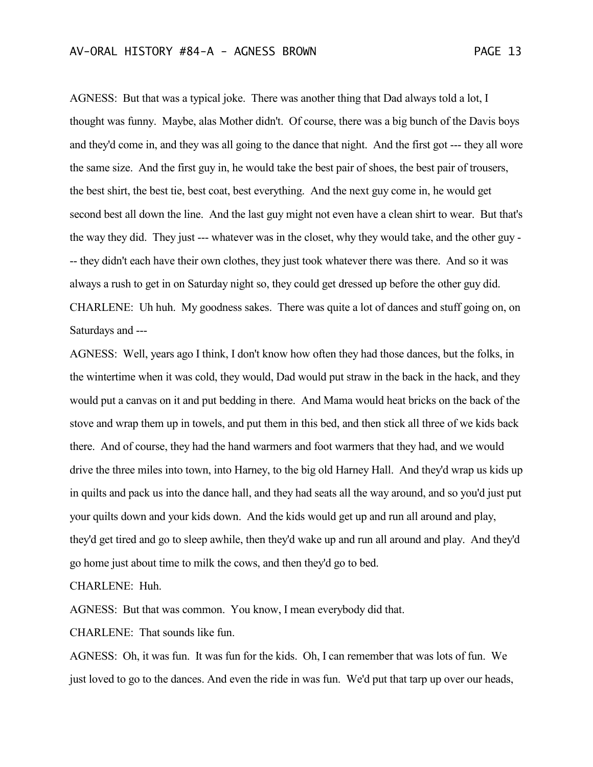AGNESS: But that was a typical joke. There was another thing that Dad always told a lot, I thought was funny. Maybe, alas Mother didn't. Of course, there was a big bunch of the Davis boys and they'd come in, and they was all going to the dance that night. And the first got --- they all wore the same size. And the first guy in, he would take the best pair of shoes, the best pair of trousers, the best shirt, the best tie, best coat, best everything. And the next guy come in, he would get second best all down the line. And the last guy might not even have a clean shirt to wear. But that's the way they did. They just --- whatever was in the closet, why they would take, and the other guy --- they didn't each have their own clothes, they just took whatever there was there. And so it was always a rush to get in on Saturday night so, they could get dressed up before the other guy did.

CHARLENE: Uh huh. My goodness sakes. There was quite a lot of dances and stuff going on, on Saturdays and ---

AGNESS: Well, years ago I think, I don't know how often they had those dances, but the folks, in the wintertime when it was cold, they would, Dad would put straw in the back in the hack, and they would put a canvas on it and put bedding in there. And Mama would heat bricks on the back of the stove and wrap them up in towels, and put them in this bed, and then stick all three of we kids back there. And of course, they had the hand warmers and foot warmers that they had, and we would drive the three miles into town, into Harney, to the big old Harney Hall. And they'd wrap us kids up in quilts and pack us into the dance hall, and they had seats all the way around, and so you'd just put your quilts down and your kids down. And the kids would get up and run all around and play, they'd get tired and go to sleep awhile, then they'd wake up and run all around and play. And they'd go home just about time to milk the cows, and then they'd go to bed.

CHARLENE: Huh.

AGNESS: But that was common. You know, I mean everybody did that.

CHARLENE: That sounds like fun.

AGNESS: Oh, it was fun. It was fun for the kids. Oh, I can remember that was lots of fun. We just loved to go to the dances. And even the ride in was fun. We'd put that tarp up over our heads,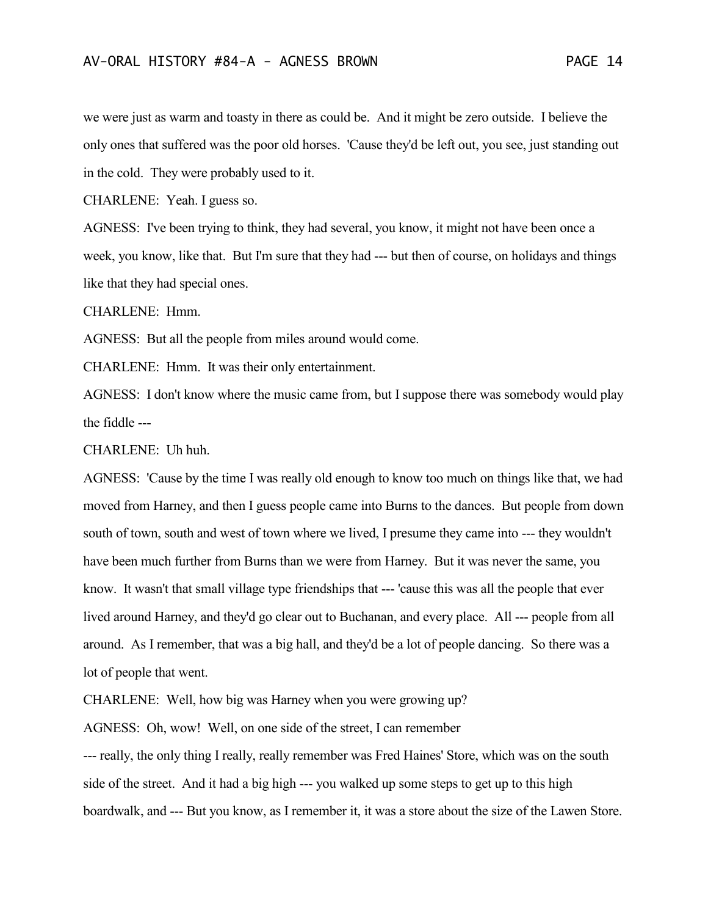we were just as warm and toasty in there as could be. And it might be zero outside. I believe the only ones that suffered was the poor old horses. 'Cause they'd be left out, you see, just standing out in the cold. They were probably used to it.

CHARLENE: Yeah. I guess so.

AGNESS: I've been trying to think, they had several, you know, it might not have been once a week, you know, like that. But I'm sure that they had --- but then of course, on holidays and things like that they had special ones.

CHARLENE: Hmm.

AGNESS: But all the people from miles around would come.

CHARLENE: Hmm. It was their only entertainment.

AGNESS: I don't know where the music came from, but I suppose there was somebody would play the fiddle ---

CHARLENE: Uh huh.

AGNESS: 'Cause by the time I was really old enough to know too much on things like that, we had moved from Harney, and then I guess people came into Burns to the dances. But people from down south of town, south and west of town where we lived, I presume they came into --- they wouldn't have been much further from Burns than we were from Harney. But it was never the same, you know. It wasn't that small village type friendships that --- 'cause this was all the people that ever lived around Harney, and they'd go clear out to Buchanan, and every place. All --- people from all around. As I remember, that was a big hall, and they'd be a lot of people dancing. So there was a lot of people that went.

CHARLENE: Well, how big was Harney when you were growing up?

AGNESS: Oh, wow! Well, on one side of the street, I can remember --- really, the only thing I really, really remember was Fred Haines' Store, which was on the south side of the street. And it had a big high --- you walked up some steps to get up to this high boardwalk, and --- But you know, as I remember it, it was a store about the size of the Lawen Store.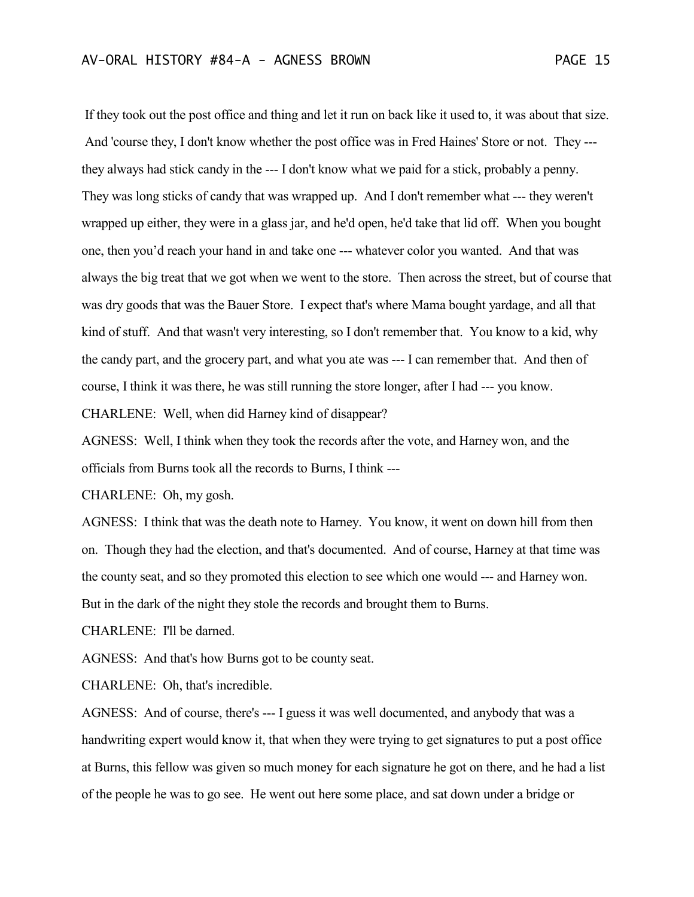If they took out the post office and thing and let it run on back like it used to, it was about that size. And 'course they, I don't know whether the post office was in Fred Haines' Store or not. They --- they always had stick candy in the --- I don't know what we paid for a stick, probably a penny. They was long sticks of candy that was wrapped up. And I don't remember what --- they weren't wrapped up either, they were in a glass jar, and he'd open, he'd take that lid off. When you bought one, then you'd reach your hand in and take one --- whatever color you wanted. And that was always the big treat that we got when we went to the store. Then across the street, but of course that was dry goods that was the Bauer Store. I expect that's where Mama bought yardage, and all that kind of stuff. And that wasn't very interesting, so I don't remember that. You know to a kid, why the candy part, and the grocery part, and what you ate was --- I can remember that. And then of course, I think it was there, he was still running the store longer, after I had --- you know.

CHARLENE: Well, when did Harney kind of disappear?

AGNESS: Well, I think when they took the records after the vote, and Harney won, and the officials from Burns took all the records to Burns, I think ---

CHARLENE: Oh, my gosh.

AGNESS: I think that was the death note to Harney. You know, it went on down hill from then on. Though they had the election, and that's documented. And of course, Harney at that time was the county seat, and so they promoted this election to see which one would --- and Harney won. But in the dark of the night they stole the records and brought them to Burns.

CHARLENE: I'll be darned.

AGNESS: And that's how Burns got to be county seat.

CHARLENE: Oh, that's incredible.

AGNESS: And of course, there's --- I guess it was well documented, and anybody that was a handwriting expert would know it, that when they were trying to get signatures to put a post office at Burns, this fellow was given so much money for each signature he got on there, and he had a list of the people he was to go see. He went out here some place, and sat down under a bridge or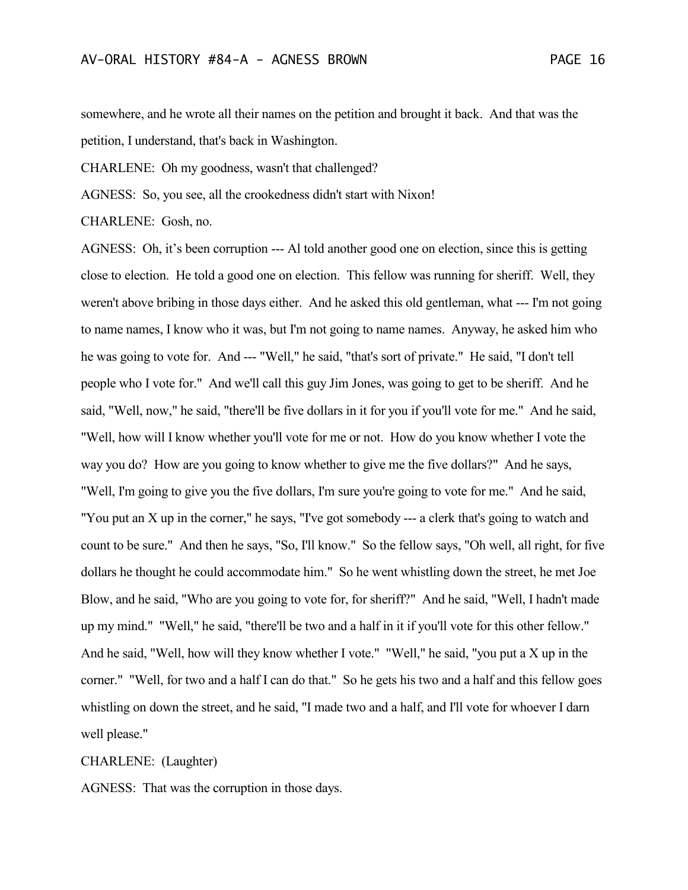somewhere, and he wrote all their names on the petition and brought it back. And that was the petition, I understand, that's back in Washington.

CHARLENE: Oh my goodness, wasn't that challenged?

AGNESS: So, you see, all the crookedness didn't start with Nixon!

CHARLENE: Gosh, no.

AGNESS: Oh, it's been corruption --- Al told another good one on election, since this is getting close to election. He told a good one on election. This fellow was running for sheriff. Well, they weren't above bribing in those days either. And he asked this old gentleman, what --- I'm not going to name names, I know who it was, but I'm not going to name names. Anyway, he asked him who he was going to vote for. And --- "Well," he said, "that's sort of private." He said, "I don't tell people who I vote for." And we'll call this guy Jim Jones, was going to get to be sheriff. And he said, "Well, now," he said, "there'll be five dollars in it for you if you'll vote for me." And he said, "Well, how will I know whether you'll vote for me or not. How do you know whether I vote the way you do? How are you going to know whether to give me the five dollars?" And he says, "Well, I'm going to give you the five dollars, I'm sure you're going to vote for me." And he said, "You put an X up in the corner," he says, "I've got somebody --- a clerk that's going to watch and count to be sure." And then he says, "So, I'll know." So the fellow says, "Oh well, all right, for five dollars he thought he could accommodate him." So he went whistling down the street, he met Joe Blow, and he said, "Who are you going to vote for, for sheriff?" And he said, "Well, I hadn't made up my mind." "Well," he said, "there'll be two and a half in it if you'll vote for this other fellow." And he said, "Well, how will they know whether I vote." "Well," he said, "you put a X up in the corner." "Well, for two and a half I can do that." So he gets his two and a half and this fellow goes whistling on down the street, and he said, "I made two and a half, and I'll vote for whoever I darn well please."

CHARLENE: (Laughter)

AGNESS: That was the corruption in those days.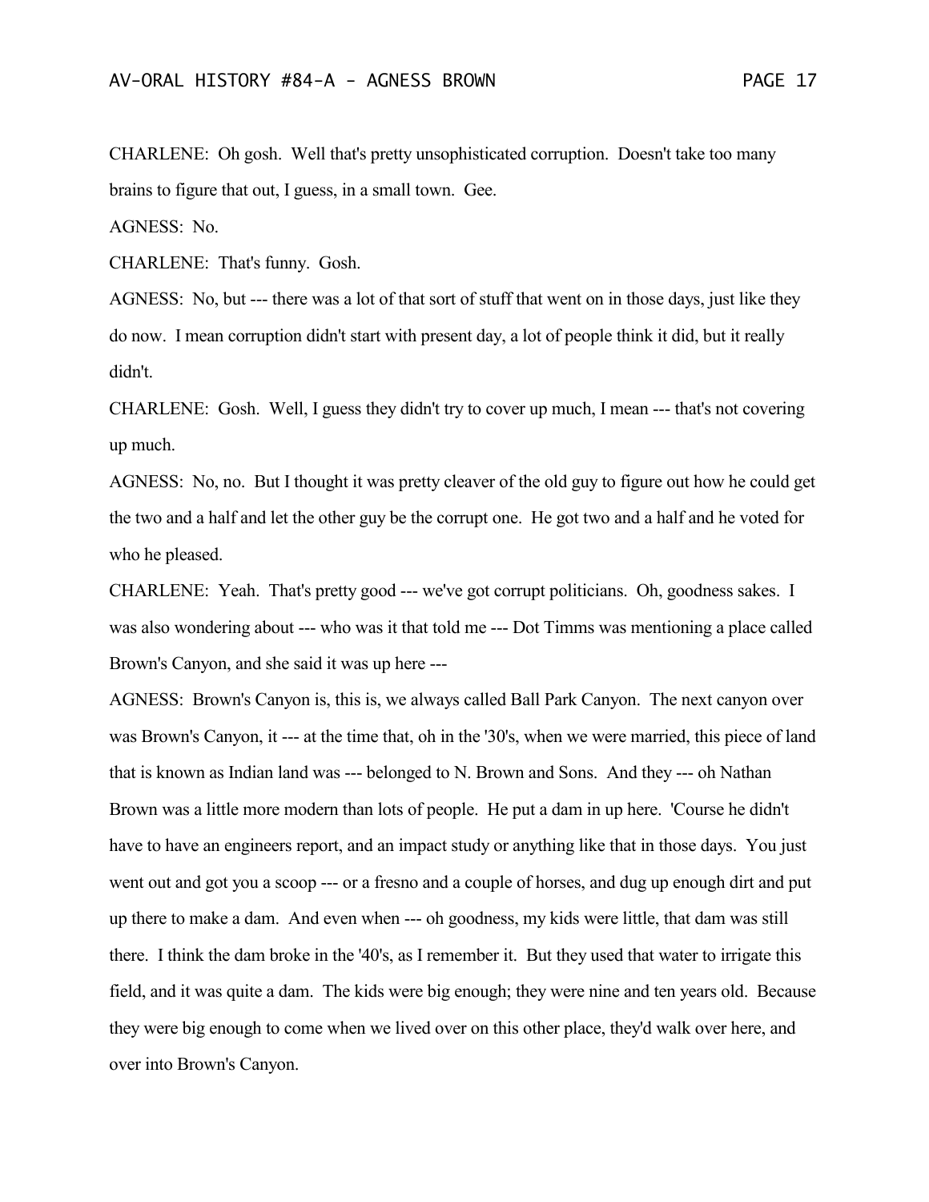CHARLENE: Oh gosh. Well that's pretty unsophisticated corruption. Doesn't take too many brains to figure that out, I guess, in a small town. Gee.

AGNESS: No.

CHARLENE: That's funny. Gosh.

AGNESS: No, but --- there was a lot of that sort of stuff that went on in those days, just like they do now. I mean corruption didn't start with present day, a lot of people think it did, but it really didn't.

CHARLENE: Gosh. Well, I guess they didn't try to cover up much, I mean --- that's not covering up much.

AGNESS: No, no. But I thought it was pretty cleaver of the old guy to figure out how he could get the two and a half and let the other guy be the corrupt one. He got two and a half and he voted for who he pleased.

CHARLENE: Yeah. That's pretty good --- we've got corrupt politicians. Oh, goodness sakes. I was also wondering about --- who was it that told me --- Dot Timms was mentioning a place called Brown's Canyon, and she said it was up here ---

AGNESS: Brown's Canyon is, this is, we always called Ball Park Canyon. The next canyon over was Brown's Canyon, it --- at the time that, oh in the '30's, when we were married, this piece of land that is known as Indian land was --- belonged to N. Brown and Sons. And they --- oh Nathan Brown was a little more modern than lots of people. He put a dam in up here. 'Course he didn't have to have an engineers report, and an impact study or anything like that in those days. You just went out and got you a scoop --- or a fresno and a couple of horses, and dug up enough dirt and put up there to make a dam. And even when --- oh goodness, my kids were little, that dam was still there. I think the dam broke in the '40's, as I remember it. But they used that water to irrigate this field, and it was quite a dam. The kids were big enough; they were nine and ten years old. Because they were big enough to come when we lived over on this other place, they'd walk over here, and over into Brown's Canyon.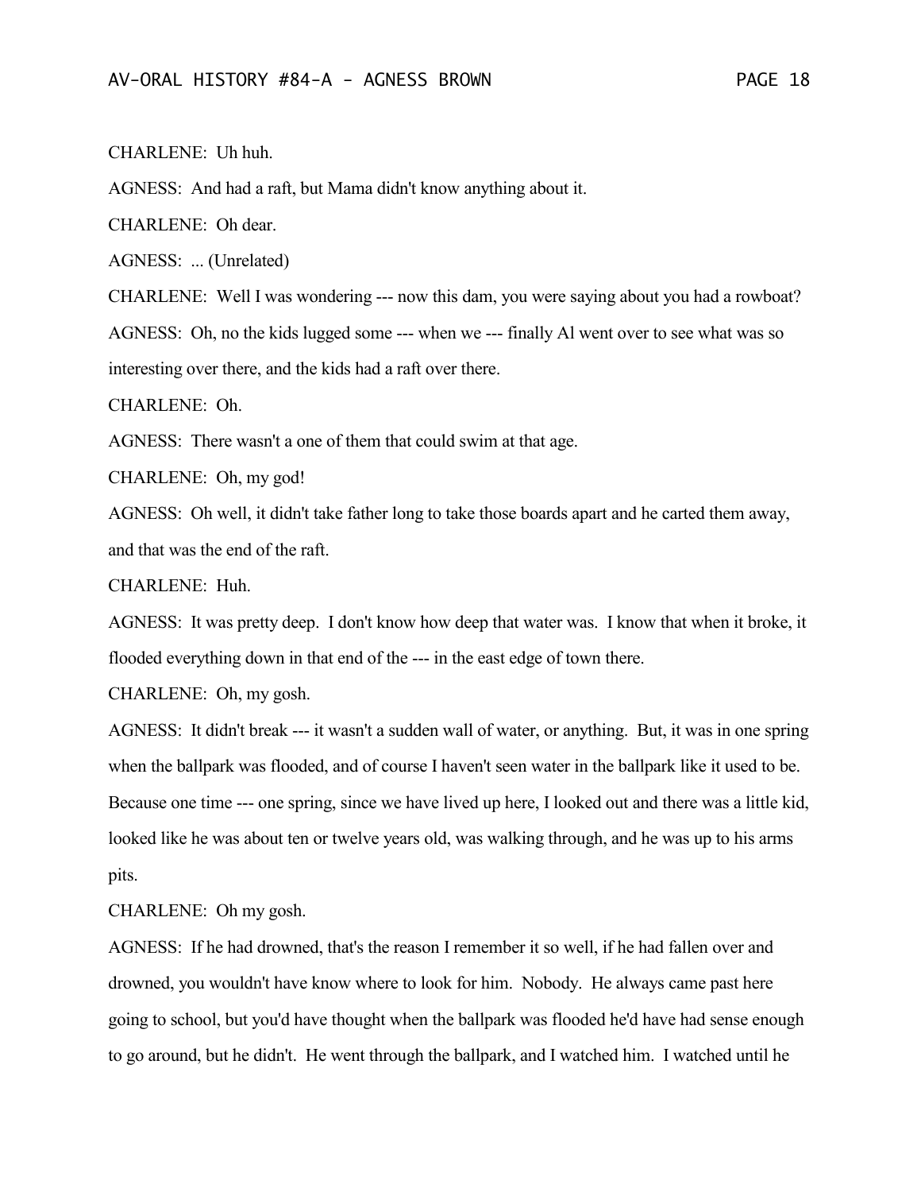CHARLENE: Uh huh.

AGNESS: And had a raft, but Mama didn't know anything about it.

CHARLENE: Oh dear.

AGNESS: ... (Unrelated)

CHARLENE: Well I was wondering --- now this dam, you were saying about you had a rowboat?

AGNESS: Oh, no the kids lugged some --- when we --- finally Al went over to see what was so interesting over there, and the kids had a raft over there.

CHARLENE: Oh.

AGNESS: There wasn't a one of them that could swim at that age.

CHARLENE: Oh, my god!

AGNESS: Oh well, it didn't take father long to take those boards apart and he carted them away, and that was the end of the raft.

CHARLENE: Huh.

AGNESS: It was pretty deep. I don't know how deep that water was. I know that when it broke, it flooded everything down in that end of the --- in the east edge of town there.

CHARLENE: Oh, my gosh.

AGNESS: It didn't break --- it wasn't a sudden wall of water, or anything. But, it was in one spring when the ballpark was flooded, and of course I haven't seen water in the ballpark like it used to be. Because one time --- one spring, since we have lived up here, I looked out and there was a little kid, looked like he was about ten or twelve years old, was walking through, and he was up to his arms pits.

CHARLENE: Oh my gosh.

AGNESS: If he had drowned, that's the reason I remember it so well, if he had fallen over and drowned, you wouldn't have know where to look for him. Nobody. He always came past here going to school, but you'd have thought when the ballpark was flooded he'd have had sense enough to go around, but he didn't. He went through the ballpark, and I watched him. I watched until he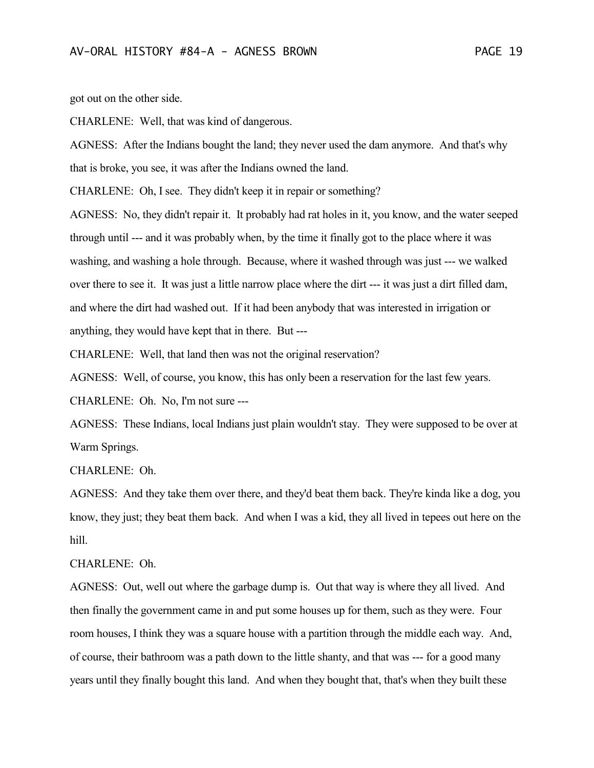got out on the other side.

CHARLENE: Well, that was kind of dangerous.

AGNESS: After the Indians bought the land; they never used the dam anymore. And that's why that is broke, you see, it was after the Indians owned the land.

CHARLENE: Oh, I see. They didn't keep it in repair or something?

AGNESS: No, they didn't repair it. It probably had rat holes in it, you know, and the water seeped through until --- and it was probably when, by the time it finally got to the place where it was washing, and washing a hole through. Because, where it washed through was just --- we walked over there to see it. It was just a little narrow place where the dirt --- it was just a dirt filled dam, and where the dirt had washed out. If it had been anybody that was interested in irrigation or anything, they would have kept that in there. But ---

CHARLENE: Well, that land then was not the original reservation?

AGNESS: Well, of course, you know, this has only been a reservation for the last few years.

CHARLENE: Oh. No, I'm not sure ---

AGNESS: These Indians, local Indians just plain wouldn't stay. They were supposed to be over at Warm Springs.

CHARLENE: Oh.

AGNESS: And they take them over there, and they'd beat them back. They're kinda like a dog, you know, they just; they beat them back. And when I was a kid, they all lived in tepees out here on the hill.

CHARLENE: Oh.

AGNESS: Out, well out where the garbage dump is. Out that way is where they all lived. And then finally the government came in and put some houses up for them, such as they were. Four room houses, I think they was a square house with a partition through the middle each way. And, of course, their bathroom was a path down to the little shanty, and that was --- for a good many years until they finally bought this land. And when they bought that, that's when they built these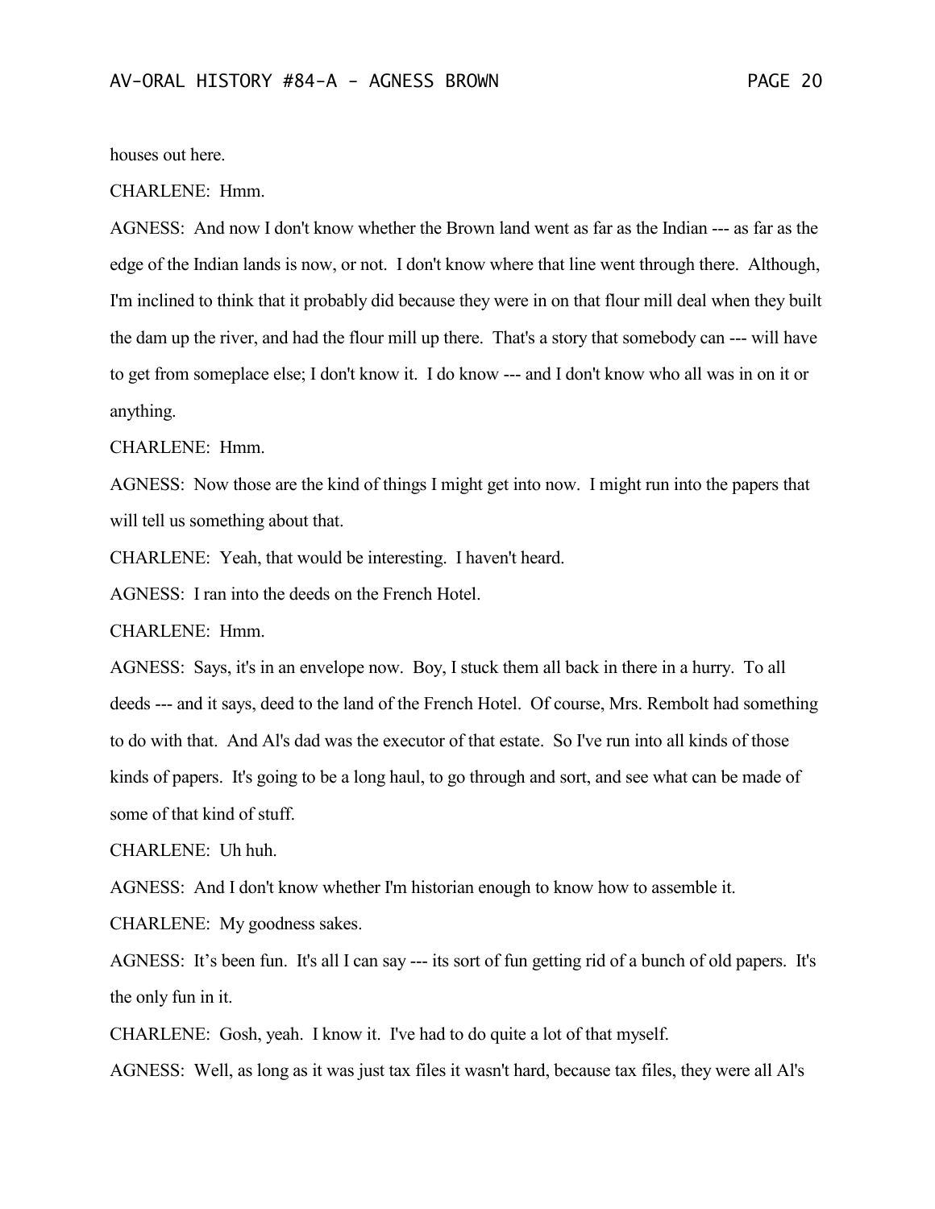houses out here.

CHARLENE: Hmm.

AGNESS: And now I don't know whether the Brown land went as far as the Indian --- as far as the edge of the Indian lands is now, or not. I don't know where that line went through there. Although, I'm inclined to think that it probably did because they were in on that flour mill deal when they built the dam up the river, and had the flour mill up there. That's a story that somebody can --- will have to get from someplace else; I don't know it. I do know --- and I don't know who all was in on it or anything.

CHARLENE: Hmm.

AGNESS: Now those are the kind of things I might get into now. I might run into the papers that will tell us something about that.

CHARLENE: Yeah, that would be interesting. I haven't heard.

AGNESS: I ran into the deeds on the French Hotel.

CHARLENE: Hmm.

AGNESS: Says, it's in an envelope now. Boy, I stuck them all back in there in a hurry. To all deeds --- and it says, deed to the land of the French Hotel. Of course, Mrs. Rembolt had something to do with that. And Al's dad was the executor of that estate. So I've run into all kinds of those kinds of papers. It's going to be a long haul, to go through and sort, and see what can be made of some of that kind of stuff.

CHARLENE: Uh huh.

AGNESS: And I don't know whether I'm historian enough to know how to assemble it.

CHARLENE: My goodness sakes.

AGNESS: It's been fun. It's all I can say --- its sort of fun getting rid of a bunch of old papers. It's the only fun in it.

CHARLENE: Gosh, yeah. I know it. I've had to do quite a lot of that myself.

AGNESS: Well, as long as it was just tax files it wasn't hard, because tax files, they were all Al's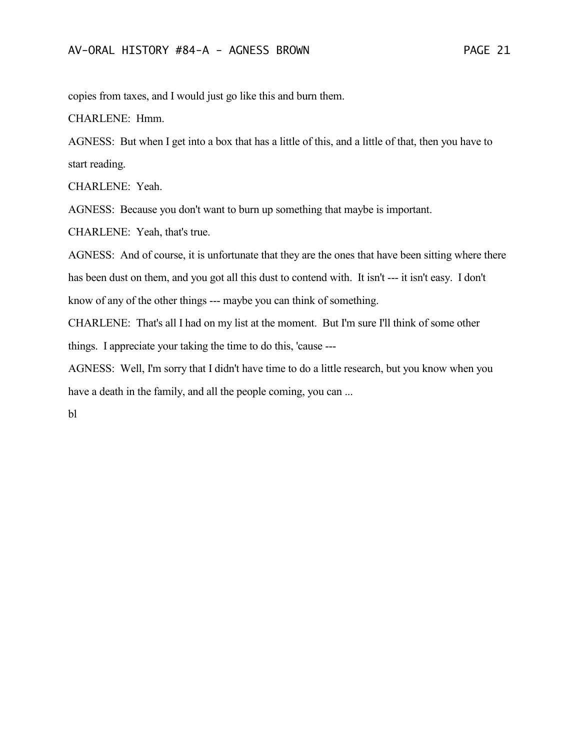copies from taxes, and I would just go like this and burn them.

CHARLENE: Hmm.

AGNESS: But when I get into a box that has a little of this, and a little of that, then you have to start reading.

CHARLENE: Yeah.

AGNESS: Because you don't want to burn up something that maybe is important.

CHARLENE: Yeah, that's true.

AGNESS: And of course, it is unfortunate that they are the ones that have been sitting where there has been dust on them, and you got all this dust to contend with. It isn't --- it isn't easy. I don't know of any of the other things --- maybe you can think of something.

CHARLENE: That's all I had on my list at the moment. But I'm sure I'll think of some other things. I appreciate your taking the time to do this, 'cause ---

AGNESS: Well, I'm sorry that I didn't have time to do a little research, but you know when you have a death in the family, and all the people coming, you can ...

bl